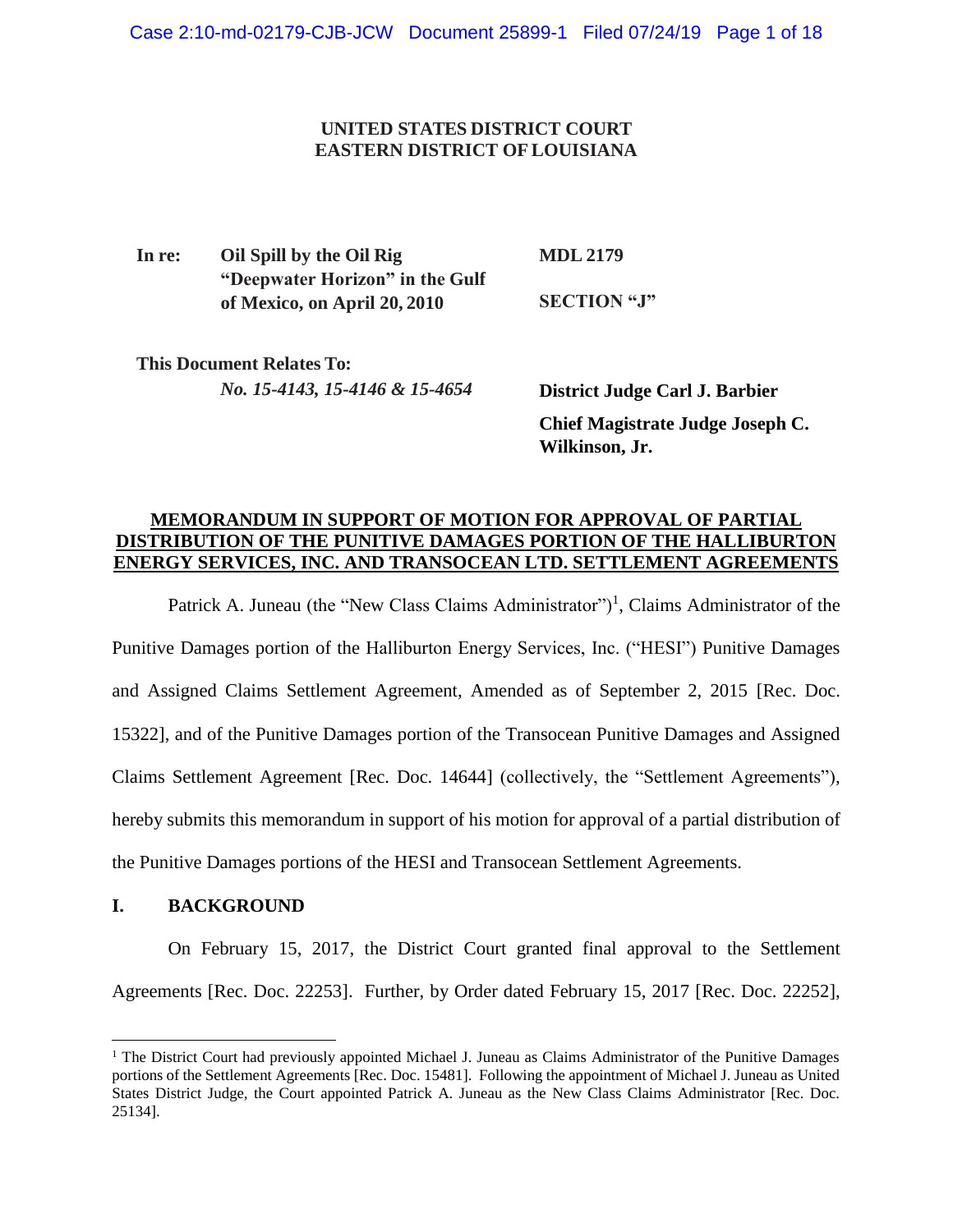**UNITED STATES DISTRICT COURT**
**EASTERN DISTRICT OF LOUISIANA**

| | | |
|---|---|---|
| **In re:** | **Oil Spill by the Oil Rig "Deepwater Horizon" in the Gulf of Mexico, on April 20, 2010** | **MDL 2179** |
| | | **SECTION "J"** |

**This Document Relates To:**
*No. 15-4143, 15-4146 & 15-4654*

**District Judge Carl J. Barbier**

**Chief Magistrate Judge Joseph C. Wilkinson, Jr.**

## MEMORANDUM IN SUPPORT OF MOTION FOR APPROVAL OF PARTIAL DISTRIBUTION OF THE PUNITIVE DAMAGES PORTION OF THE HALLIBURTON ENERGY SERVICES, INC. AND TRANSOCEAN LTD. SETTLEMENT AGREEMENTS

Patrick A. Juneau (the "New Class Claims Administrator")[1], Claims Administrator of the Punitive Damages portion of the Halliburton Energy Services, Inc. ("HESI") Punitive Damages and Assigned Claims Settlement Agreement, Amended as of September 2, 2015 [Rec. Doc. 15322], and of the Punitive Damages portion of the Transocean Punitive Damages and Assigned Claims Settlement Agreement [Rec. Doc. 14644] (collectively, the "Settlement Agreements"), hereby submits this memorandum in support of his motion for approval of a partial distribution of the Punitive Damages portions of the HESI and Transocean Settlement Agreements.

## I. BACKGROUND

On February 15, 2017, the District Court granted final approval to the Settlement Agreements [Rec. Doc. 22253]. Further, by Order dated February 15, 2017 [Rec. Doc. 22252],

[1] The District Court had previously appointed Michael J. Juneau as Claims Administrator of the Punitive Damages portions of the Settlement Agreements [Rec. Doc. 15481]. Following the appointment of Michael J. Juneau as United States District Judge, the Court appointed Patrick A. Juneau as the New Class Claims Administrator [Rec. Doc. 25134].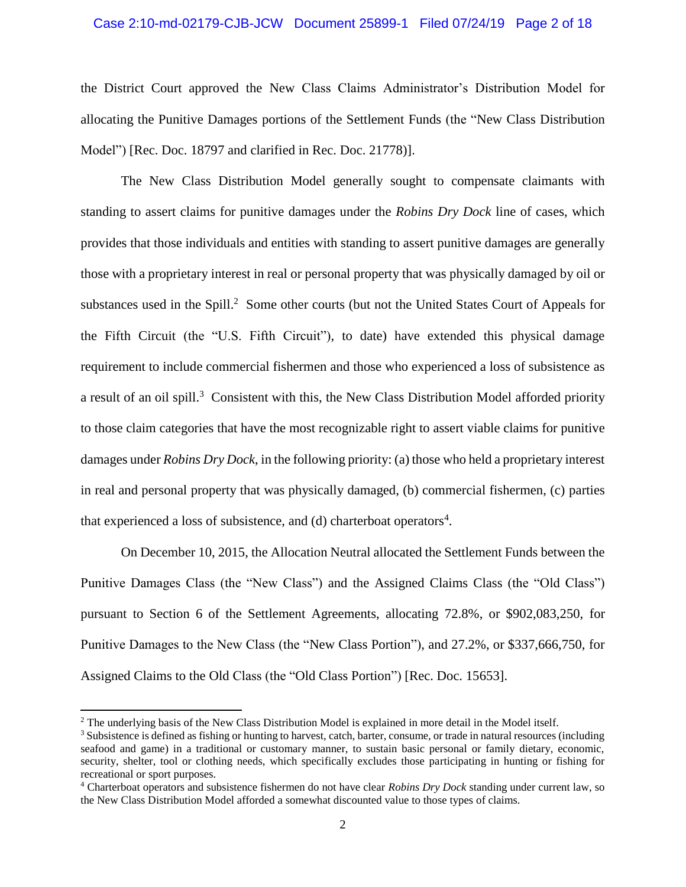the District Court approved the New Class Claims Administrator's Distribution Model for allocating the Punitive Damages portions of the Settlement Funds (the "New Class Distribution Model") [Rec. Doc. 18797 and clarified in Rec. Doc. 21778)].

The New Class Distribution Model generally sought to compensate claimants with standing to assert claims for punitive damages under the *Robins Dry Dock* line of cases, which provides that those individuals and entities with standing to assert punitive damages are generally those with a proprietary interest in real or personal property that was physically damaged by oil or substances used in the Spill.[2] Some other courts (but not the United States Court of Appeals for the Fifth Circuit (the "U.S. Fifth Circuit"), to date) have extended this physical damage requirement to include commercial fishermen and those who experienced a loss of subsistence as a result of an oil spill.[3] Consistent with this, the New Class Distribution Model afforded priority to those claim categories that have the most recognizable right to assert viable claims for punitive damages under *Robins Dry Dock*, in the following priority: (a) those who held a proprietary interest in real and personal property that was physically damaged, (b) commercial fishermen, (c) parties that experienced a loss of subsistence, and (d) charterboat operators[4].

On December 10, 2015, the Allocation Neutral allocated the Settlement Funds between the Punitive Damages Class (the "New Class") and the Assigned Claims Class (the "Old Class") pursuant to Section 6 of the Settlement Agreements, allocating 72.8%, or $902,083,250, for Punitive Damages to the New Class (the "New Class Portion"), and 27.2%, or $337,666,750, for Assigned Claims to the Old Class (the "Old Class Portion") [Rec. Doc. 15653].

---

[2] The underlying basis of the New Class Distribution Model is explained in more detail in the Model itself.

[3] Subsistence is defined as fishing or hunting to harvest, catch, barter, consume, or trade in natural resources (including seafood and game) in a traditional or customary manner, to sustain basic personal or family dietary, economic, security, shelter, tool or clothing needs, which specifically excludes those participating in hunting or fishing for recreational or sport purposes.

[4] Charterboat operators and subsistence fishermen do not have clear *Robins Dry Dock* standing under current law, so the New Class Distribution Model afforded a somewhat discounted value to those types of claims.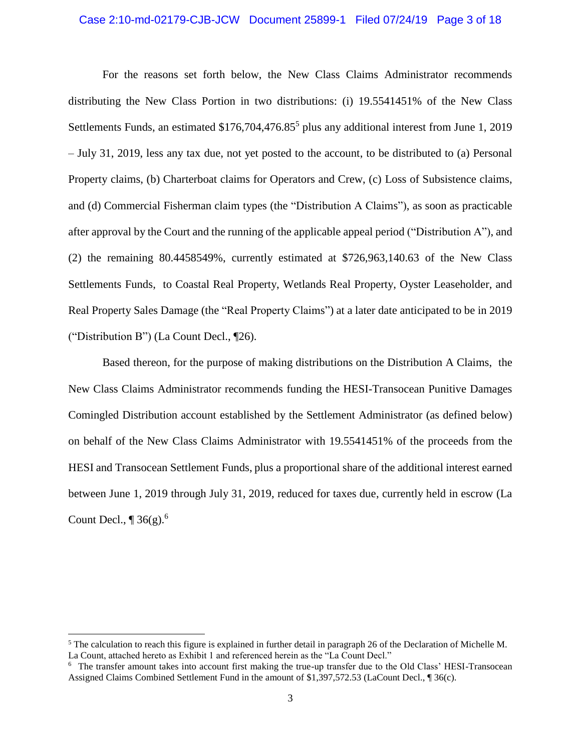For the reasons set forth below, the New Class Claims Administrator recommends distributing the New Class Portion in two distributions: (i) 19.5541451% of the New Class Settlements Funds, an estimated $176,704,476.85[5] plus any additional interest from June 1, 2019 – July 31, 2019, less any tax due, not yet posted to the account, to be distributed to (a) Personal Property claims, (b) Charterboat claims for Operators and Crew, (c) Loss of Subsistence claims, and (d) Commercial Fisherman claim types (the "Distribution A Claims"), as soon as practicable after approval by the Court and the running of the applicable appeal period ("Distribution A"), and (2) the remaining 80.4458549%, currently estimated at $726,963,140.63 of the New Class Settlements Funds, to Coastal Real Property, Wetlands Real Property, Oyster Leaseholder, and Real Property Sales Damage (the "Real Property Claims") at a later date anticipated to be in 2019 ("Distribution B") (La Count Decl., ¶26).

Based thereon, for the purpose of making distributions on the Distribution A Claims, the New Class Claims Administrator recommends funding the HESI-Transocean Punitive Damages Comingled Distribution account established by the Settlement Administrator (as defined below) on behalf of the New Class Claims Administrator with 19.5541451% of the proceeds from the HESI and Transocean Settlement Funds, plus a proportional share of the additional interest earned between June 1, 2019 through July 31, 2019, reduced for taxes due, currently held in escrow (La Count Decl., ¶ 36(g).[6]

---

[5] The calculation to reach this figure is explained in further detail in paragraph 26 of the Declaration of Michelle M. La Count, attached hereto as Exhibit 1 and referenced herein as the "La Count Decl."

[6] The transfer amount takes into account first making the true-up transfer due to the Old Class' HESI-Transocean Assigned Claims Combined Settlement Fund in the amount of $1,397,572.53 (LaCount Decl., ¶ 36(c).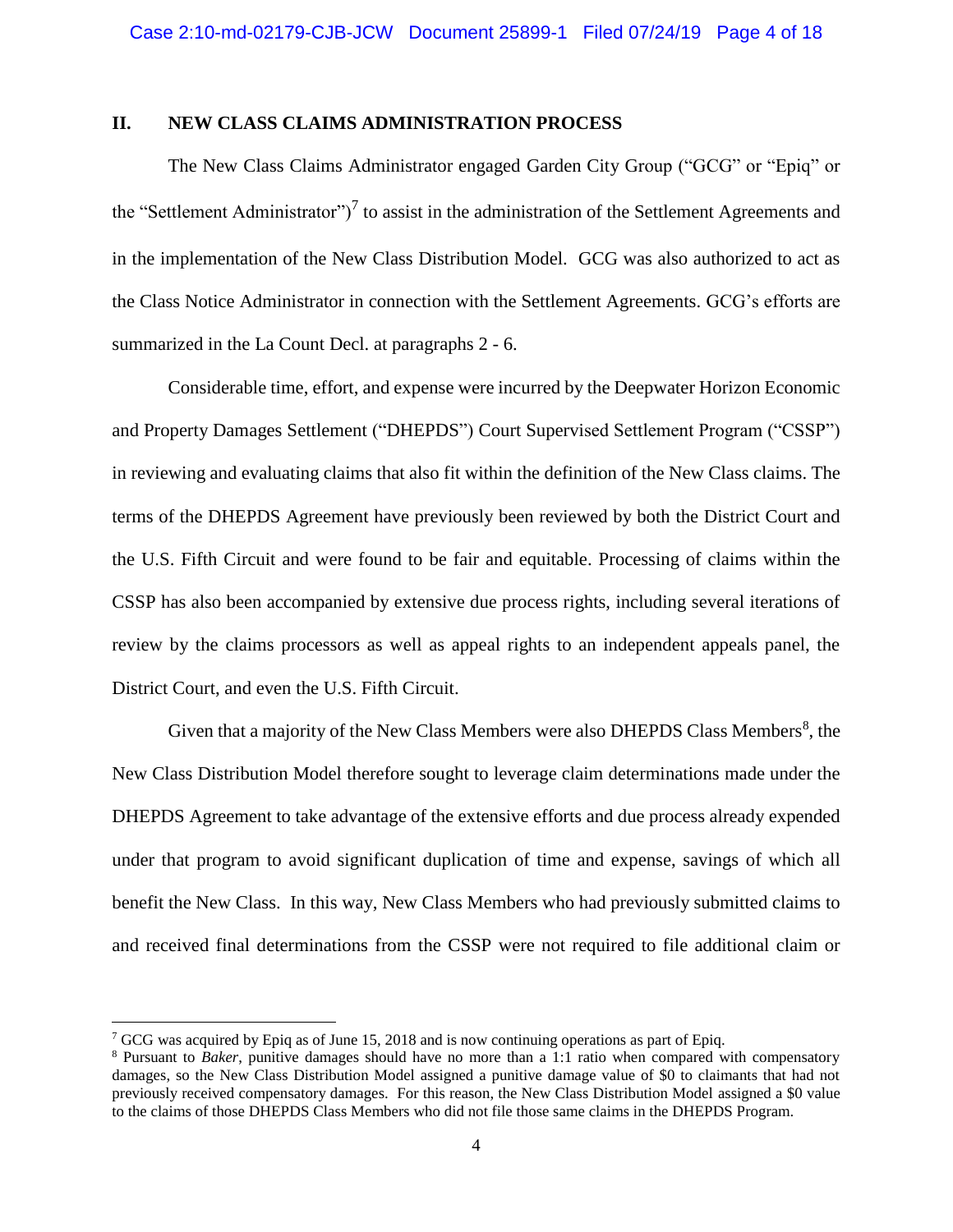## II. NEW CLASS CLAIMS ADMINISTRATION PROCESS

The New Class Claims Administrator engaged Garden City Group ("GCG" or "Epiq" or the "Settlement Administrator")[7] to assist in the administration of the Settlement Agreements and in the implementation of the New Class Distribution Model. GCG was also authorized to act as the Class Notice Administrator in connection with the Settlement Agreements. GCG's efforts are summarized in the La Count Decl. at paragraphs 2 - 6.

Considerable time, effort, and expense were incurred by the Deepwater Horizon Economic and Property Damages Settlement ("DHEPDS") Court Supervised Settlement Program ("CSSP") in reviewing and evaluating claims that also fit within the definition of the New Class claims. The terms of the DHEPDS Agreement have previously been reviewed by both the District Court and the U.S. Fifth Circuit and were found to be fair and equitable. Processing of claims within the CSSP has also been accompanied by extensive due process rights, including several iterations of review by the claims processors as well as appeal rights to an independent appeals panel, the District Court, and even the U.S. Fifth Circuit.

Given that a majority of the New Class Members were also DHEPDS Class Members[8], the New Class Distribution Model therefore sought to leverage claim determinations made under the DHEPDS Agreement to take advantage of the extensive efforts and due process already expended under that program to avoid significant duplication of time and expense, savings of which all benefit the New Class. In this way, New Class Members who had previously submitted claims to and received final determinations from the CSSP were not required to file additional claim or

---

[7] GCG was acquired by Epiq as of June 15, 2018 and is now continuing operations as part of Epiq.

[8] Pursuant to *Baker*, punitive damages should have no more than a 1:1 ratio when compared with compensatory damages, so the New Class Distribution Model assigned a punitive damage value of $0 to claimants that had not previously received compensatory damages. For this reason, the New Class Distribution Model assigned a $0 value to the claims of those DHEPDS Class Members who did not file those same claims in the DHEPDS Program.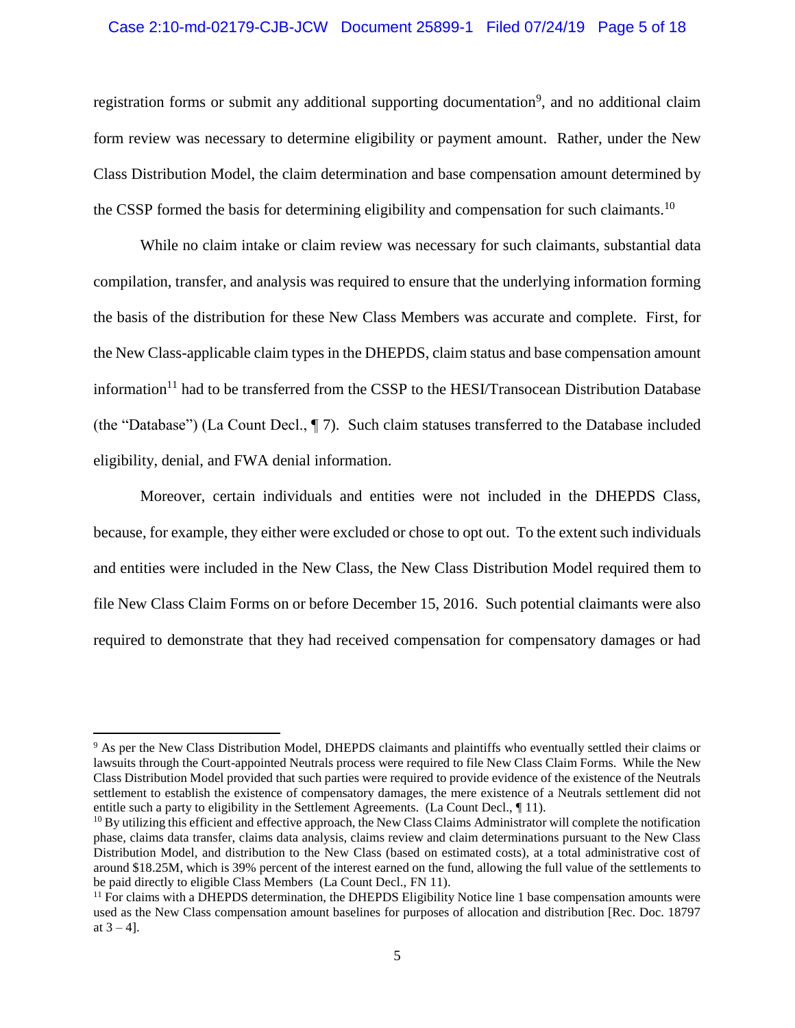registration forms or submit any additional supporting documentation[9], and no additional claim form review was necessary to determine eligibility or payment amount. Rather, under the New Class Distribution Model, the claim determination and base compensation amount determined by the CSSP formed the basis for determining eligibility and compensation for such claimants.[10]

While no claim intake or claim review was necessary for such claimants, substantial data compilation, transfer, and analysis was required to ensure that the underlying information forming the basis of the distribution for these New Class Members was accurate and complete. First, for the New Class-applicable claim types in the DHEPDS, claim status and base compensation amount information[11] had to be transferred from the CSSP to the HESI/Transocean Distribution Database (the "Database") (La Count Decl., ¶ 7). Such claim statuses transferred to the Database included eligibility, denial, and FWA denial information.

Moreover, certain individuals and entities were not included in the DHEPDS Class, because, for example, they either were excluded or chose to opt out. To the extent such individuals and entities were included in the New Class, the New Class Distribution Model required them to file New Class Claim Forms on or before December 15, 2016. Such potential claimants were also required to demonstrate that they had received compensation for compensatory damages or had

---

[9] As per the New Class Distribution Model, DHEPDS claimants and plaintiffs who eventually settled their claims or lawsuits through the Court-appointed Neutrals process were required to file New Class Claim Forms. While the New Class Distribution Model provided that such parties were required to provide evidence of the existence of the Neutrals settlement to establish the existence of compensatory damages, the mere existence of a Neutrals settlement did not entitle such a party to eligibility in the Settlement Agreements. (La Count Decl., ¶ 11).

[10] By utilizing this efficient and effective approach, the New Class Claims Administrator will complete the notification phase, claims data transfer, claims data analysis, claims review and claim determinations pursuant to the New Class Distribution Model, and distribution to the New Class (based on estimated costs), at a total administrative cost of around $18.25M, which is 39% percent of the interest earned on the fund, allowing the full value of the settlements to be paid directly to eligible Class Members (La Count Decl., FN 11).

[11] For claims with a DHEPDS determination, the DHEPDS Eligibility Notice line 1 base compensation amounts were used as the New Class compensation amount baselines for purposes of allocation and distribution [Rec. Doc. 18797 at 3 – 4].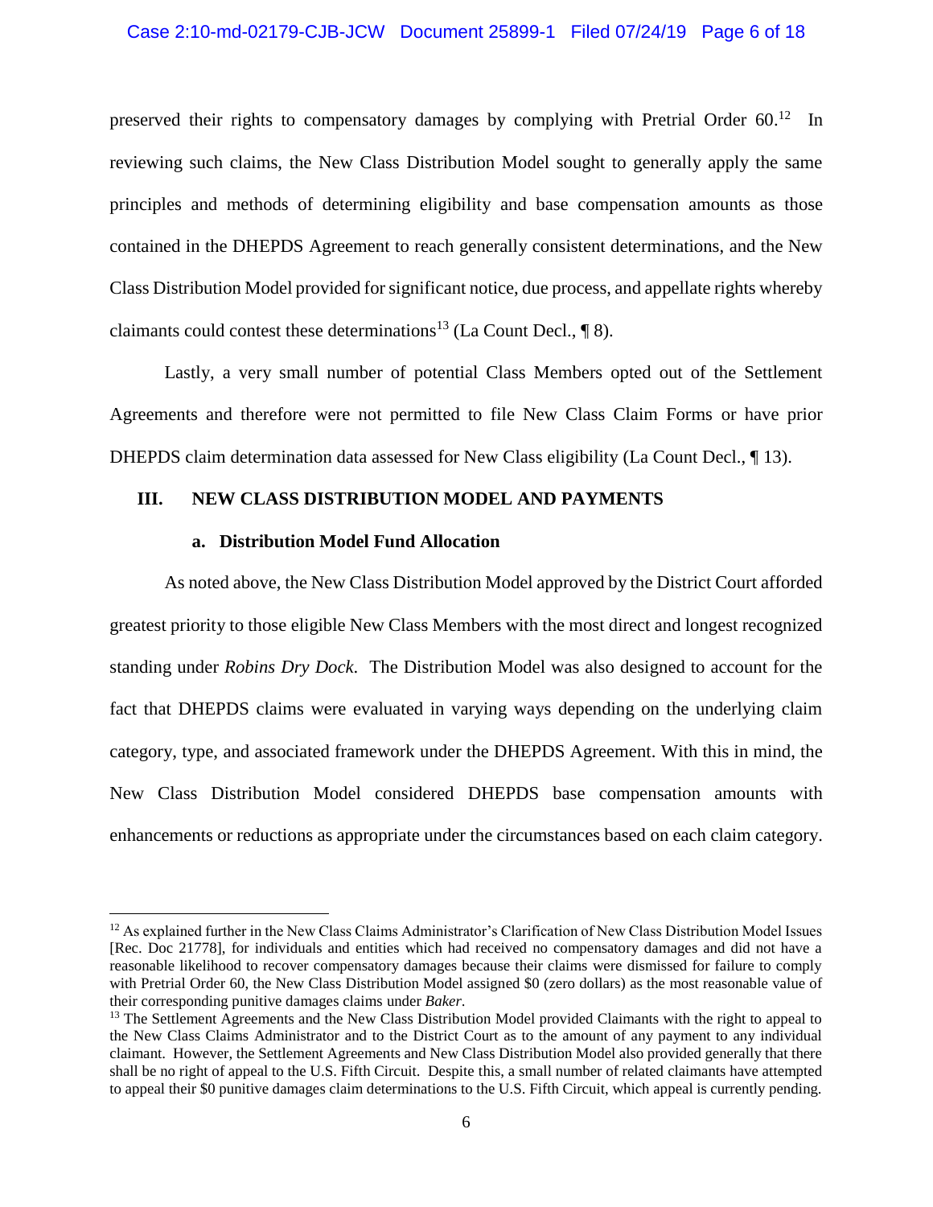preserved their rights to compensatory damages by complying with Pretrial Order 60.[12] In reviewing such claims, the New Class Distribution Model sought to generally apply the same principles and methods of determining eligibility and base compensation amounts as those contained in the DHEPDS Agreement to reach generally consistent determinations, and the New Class Distribution Model provided for significant notice, due process, and appellate rights whereby claimants could contest these determinations[13] (La Count Decl., ¶ 8).

Lastly, a very small number of potential Class Members opted out of the Settlement Agreements and therefore were not permitted to file New Class Claim Forms or have prior DHEPDS claim determination data assessed for New Class eligibility (La Count Decl., ¶ 13).

## III. NEW CLASS DISTRIBUTION MODEL AND PAYMENTS

### a. Distribution Model Fund Allocation

As noted above, the New Class Distribution Model approved by the District Court afforded greatest priority to those eligible New Class Members with the most direct and longest recognized standing under *Robins Dry Dock.* The Distribution Model was also designed to account for the fact that DHEPDS claims were evaluated in varying ways depending on the underlying claim category, type, and associated framework under the DHEPDS Agreement. With this in mind, the New Class Distribution Model considered DHEPDS base compensation amounts with enhancements or reductions as appropriate under the circumstances based on each claim category.

---

[12] As explained further in the New Class Claims Administrator's Clarification of New Class Distribution Model Issues [Rec. Doc 21778], for individuals and entities which had received no compensatory damages and did not have a reasonable likelihood to recover compensatory damages because their claims were dismissed for failure to comply with Pretrial Order 60, the New Class Distribution Model assigned $0 (zero dollars) as the most reasonable value of their corresponding punitive damages claims under *Baker*.

[13] The Settlement Agreements and the New Class Distribution Model provided Claimants with the right to appeal to the New Class Claims Administrator and to the District Court as to the amount of any payment to any individual claimant. However, the Settlement Agreements and New Class Distribution Model also provided generally that there shall be no right of appeal to the U.S. Fifth Circuit. Despite this, a small number of related claimants have attempted to appeal their $0 punitive damages claim determinations to the U.S. Fifth Circuit, which appeal is currently pending.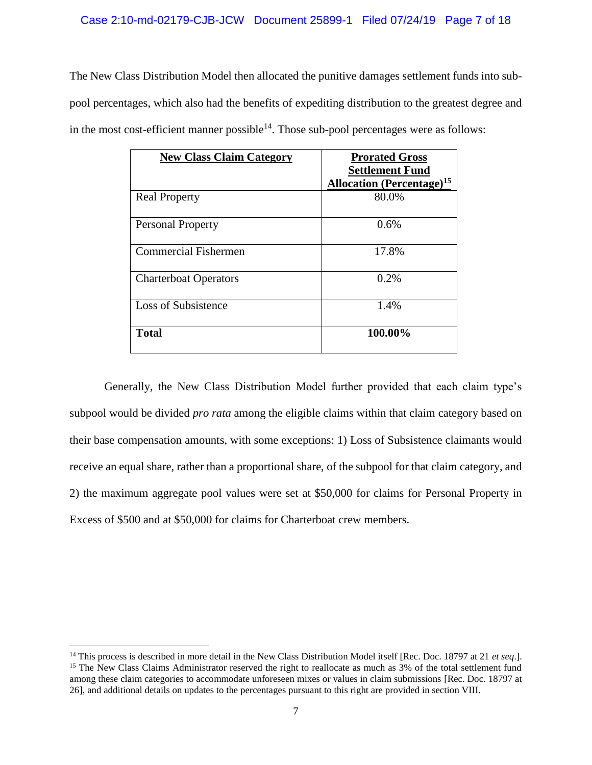The New Class Distribution Model then allocated the punitive damages settlement funds into sub-pool percentages, which also had the benefits of expediting distribution to the greatest degree and in the most cost-efficient manner possible[14]. Those sub-pool percentages were as follows:

| New Class Claim Category | Prorated Gross Settlement Fund Allocation (Percentage)[15] |
|---|---|
| Real Property | 80.0% |
| Personal Property | 0.6% |
| Commercial Fishermen | 17.8% |
| Charterboat Operators | 0.2% |
| Loss of Subsistence | 1.4% |
| **Total** | **100.00%** |

Generally, the New Class Distribution Model further provided that each claim type's subpool would be divided *pro rata* among the eligible claims within that claim category based on their base compensation amounts, with some exceptions: 1) Loss of Subsistence claimants would receive an equal share, rather than a proportional share, of the subpool for that claim category, and 2) the maximum aggregate pool values were set at $50,000 for claims for Personal Property in Excess of $500 and at $50,000 for claims for Charterboat crew members.

[14] This process is described in more detail in the New Class Distribution Model itself [Rec. Doc. 18797 at 21 *et seq*.].

[15] The New Class Claims Administrator reserved the right to reallocate as much as 3% of the total settlement fund among these claim categories to accommodate unforeseen mixes or values in claim submissions [Rec. Doc. 18797 at 26], and additional details on updates to the percentages pursuant to this right are provided in section VIII.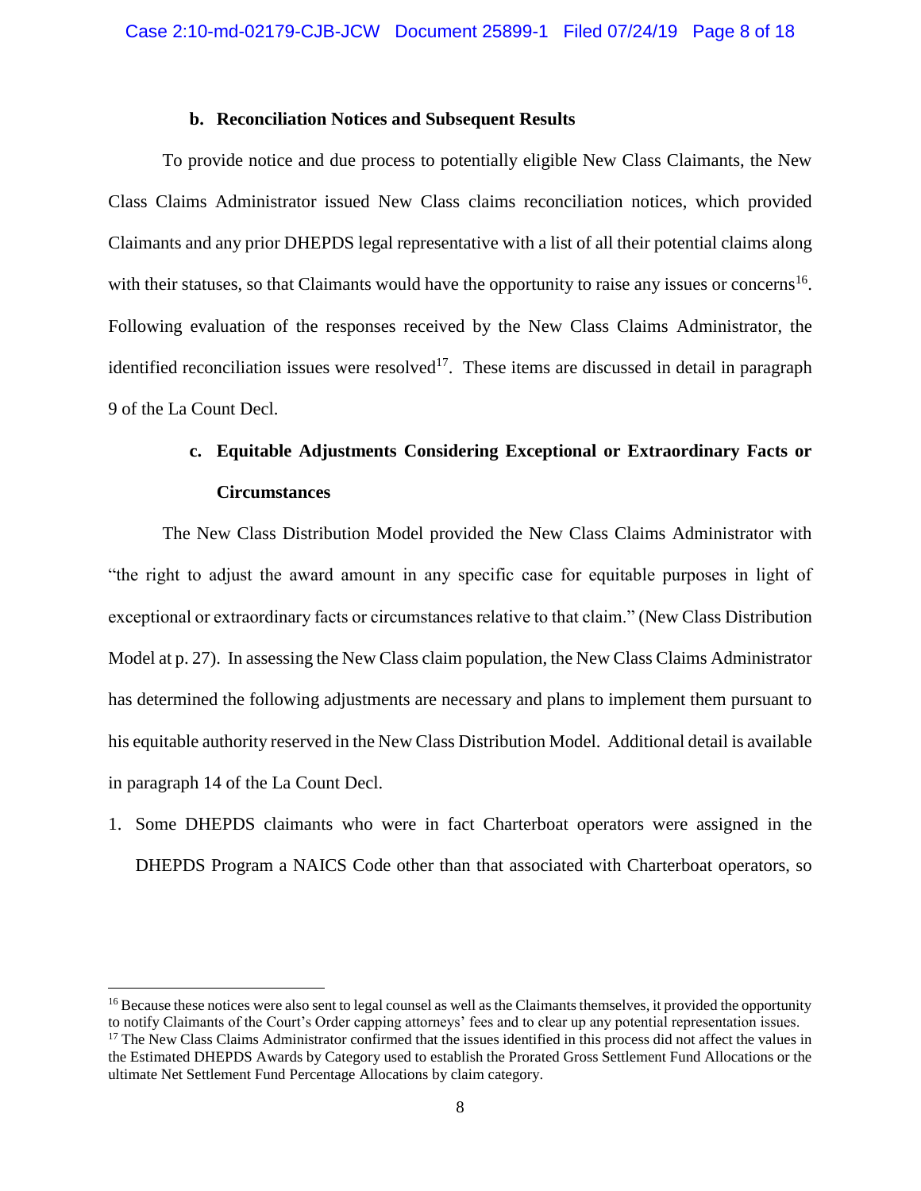**b. Reconciliation Notices and Subsequent Results**

To provide notice and due process to potentially eligible New Class Claimants, the New Class Claims Administrator issued New Class claims reconciliation notices, which provided Claimants and any prior DHEPDS legal representative with a list of all their potential claims along with their statuses, so that Claimants would have the opportunity to raise any issues or concerns[16]. Following evaluation of the responses received by the New Class Claims Administrator, the identified reconciliation issues were resolved[17]. These items are discussed in detail in paragraph 9 of the La Count Decl.

**c. Equitable Adjustments Considering Exceptional or Extraordinary Facts or Circumstances**

The New Class Distribution Model provided the New Class Claims Administrator with "the right to adjust the award amount in any specific case for equitable purposes in light of exceptional or extraordinary facts or circumstances relative to that claim." (New Class Distribution Model at p. 27). In assessing the New Class claim population, the New Class Claims Administrator has determined the following adjustments are necessary and plans to implement them pursuant to his equitable authority reserved in the New Class Distribution Model. Additional detail is available in paragraph 14 of the La Count Decl.

1. Some DHEPDS claimants who were in fact Charterboat operators were assigned in the DHEPDS Program a NAICS Code other than that associated with Charterboat operators, so

---

[16] Because these notices were also sent to legal counsel as well as the Claimants themselves, it provided the opportunity to notify Claimants of the Court's Order capping attorneys' fees and to clear up any potential representation issues.

[17] The New Class Claims Administrator confirmed that the issues identified in this process did not affect the values in the Estimated DHEPDS Awards by Category used to establish the Prorated Gross Settlement Fund Allocations or the ultimate Net Settlement Fund Percentage Allocations by claim category.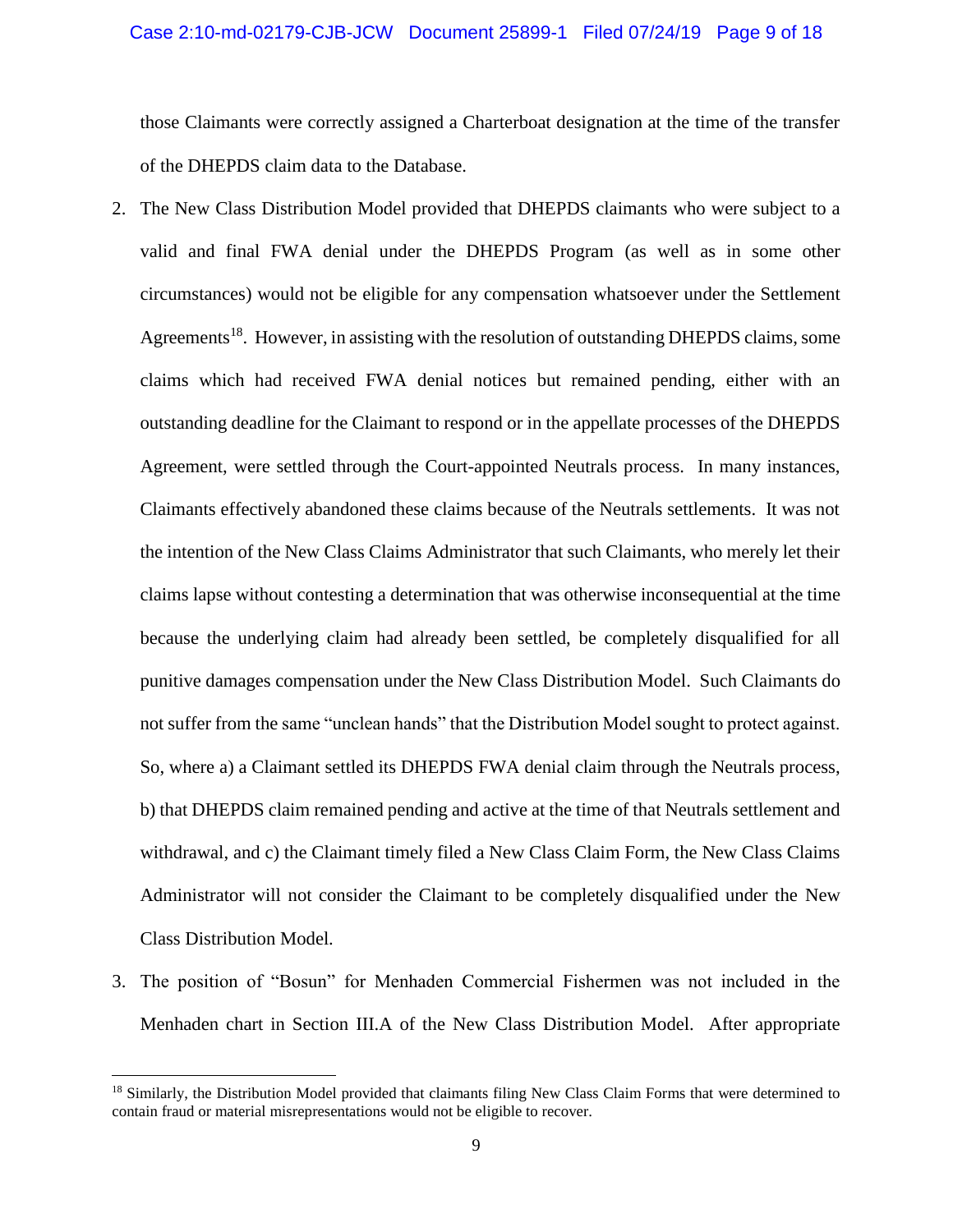those Claimants were correctly assigned a Charterboat designation at the time of the transfer of the DHEPDS claim data to the Database.

2. The New Class Distribution Model provided that DHEPDS claimants who were subject to a valid and final FWA denial under the DHEPDS Program (as well as in some other circumstances) would not be eligible for any compensation whatsoever under the Settlement Agreements[18]. However, in assisting with the resolution of outstanding DHEPDS claims, some claims which had received FWA denial notices but remained pending, either with an outstanding deadline for the Claimant to respond or in the appellate processes of the DHEPDS Agreement, were settled through the Court-appointed Neutrals process. In many instances, Claimants effectively abandoned these claims because of the Neutrals settlements. It was not the intention of the New Class Claims Administrator that such Claimants, who merely let their claims lapse without contesting a determination that was otherwise inconsequential at the time because the underlying claim had already been settled, be completely disqualified for all punitive damages compensation under the New Class Distribution Model. Such Claimants do not suffer from the same "unclean hands" that the Distribution Model sought to protect against. So, where a) a Claimant settled its DHEPDS FWA denial claim through the Neutrals process, b) that DHEPDS claim remained pending and active at the time of that Neutrals settlement and withdrawal, and c) the Claimant timely filed a New Class Claim Form, the New Class Claims Administrator will not consider the Claimant to be completely disqualified under the New Class Distribution Model.

3. The position of "Bosun" for Menhaden Commercial Fishermen was not included in the Menhaden chart in Section III.A of the New Class Distribution Model. After appropriate

[18] Similarly, the Distribution Model provided that claimants filing New Class Claim Forms that were determined to contain fraud or material misrepresentations would not be eligible to recover.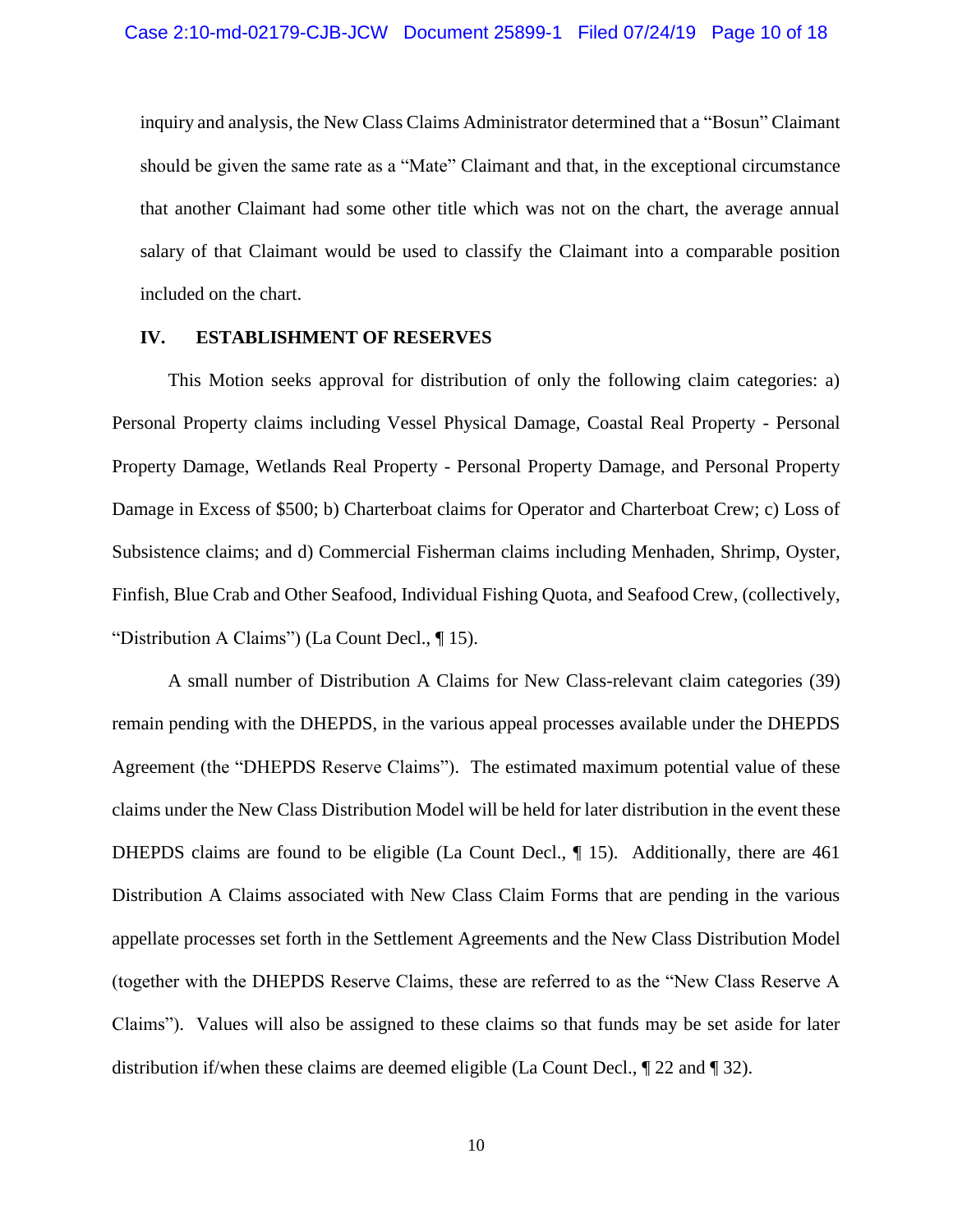inquiry and analysis, the New Class Claims Administrator determined that a "Bosun" Claimant should be given the same rate as a "Mate" Claimant and that, in the exceptional circumstance that another Claimant had some other title which was not on the chart, the average annual salary of that Claimant would be used to classify the Claimant into a comparable position included on the chart.

## IV. ESTABLISHMENT OF RESERVES

This Motion seeks approval for distribution of only the following claim categories: a) Personal Property claims including Vessel Physical Damage, Coastal Real Property - Personal Property Damage, Wetlands Real Property - Personal Property Damage, and Personal Property Damage in Excess of $500; b) Charterboat claims for Operator and Charterboat Crew; c) Loss of Subsistence claims; and d) Commercial Fisherman claims including Menhaden, Shrimp, Oyster, Finfish, Blue Crab and Other Seafood, Individual Fishing Quota, and Seafood Crew, (collectively, "Distribution A Claims") (La Count Decl., ¶ 15).

A small number of Distribution A Claims for New Class-relevant claim categories (39) remain pending with the DHEPDS, in the various appeal processes available under the DHEPDS Agreement (the "DHEPDS Reserve Claims"). The estimated maximum potential value of these claims under the New Class Distribution Model will be held for later distribution in the event these DHEPDS claims are found to be eligible (La Count Decl., ¶ 15). Additionally, there are 461 Distribution A Claims associated with New Class Claim Forms that are pending in the various appellate processes set forth in the Settlement Agreements and the New Class Distribution Model (together with the DHEPDS Reserve Claims, these are referred to as the "New Class Reserve A Claims"). Values will also be assigned to these claims so that funds may be set aside for later distribution if/when these claims are deemed eligible (La Count Decl., ¶ 22 and ¶ 32).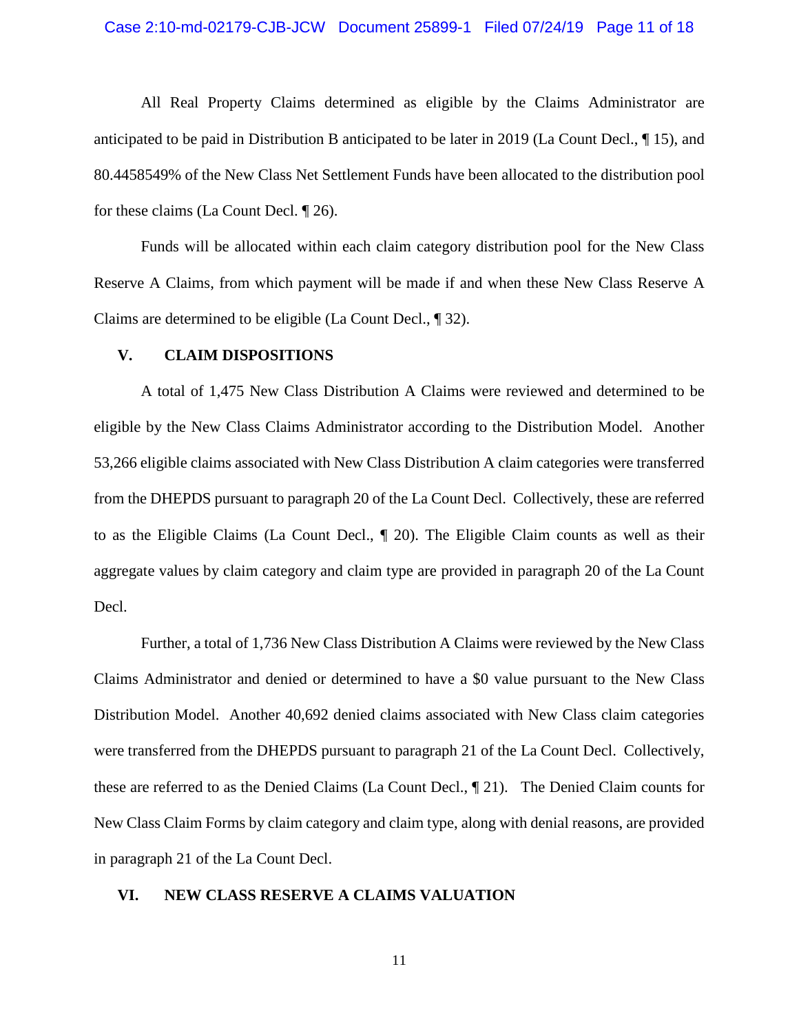All Real Property Claims determined as eligible by the Claims Administrator are anticipated to be paid in Distribution B anticipated to be later in 2019 (La Count Decl., ¶ 15), and 80.4458549% of the New Class Net Settlement Funds have been allocated to the distribution pool for these claims (La Count Decl. ¶ 26).

Funds will be allocated within each claim category distribution pool for the New Class Reserve A Claims, from which payment will be made if and when these New Class Reserve A Claims are determined to be eligible (La Count Decl., ¶ 32).

## V. CLAIM DISPOSITIONS

A total of 1,475 New Class Distribution A Claims were reviewed and determined to be eligible by the New Class Claims Administrator according to the Distribution Model. Another 53,266 eligible claims associated with New Class Distribution A claim categories were transferred from the DHEPDS pursuant to paragraph 20 of the La Count Decl. Collectively, these are referred to as the Eligible Claims (La Count Decl., ¶ 20). The Eligible Claim counts as well as their aggregate values by claim category and claim type are provided in paragraph 20 of the La Count Decl.

Further, a total of 1,736 New Class Distribution A Claims were reviewed by the New Class Claims Administrator and denied or determined to have a $0 value pursuant to the New Class Distribution Model. Another 40,692 denied claims associated with New Class claim categories were transferred from the DHEPDS pursuant to paragraph 21 of the La Count Decl. Collectively, these are referred to as the Denied Claims (La Count Decl., ¶ 21). The Denied Claim counts for New Class Claim Forms by claim category and claim type, along with denial reasons, are provided in paragraph 21 of the La Count Decl.

## VI. NEW CLASS RESERVE A CLAIMS VALUATION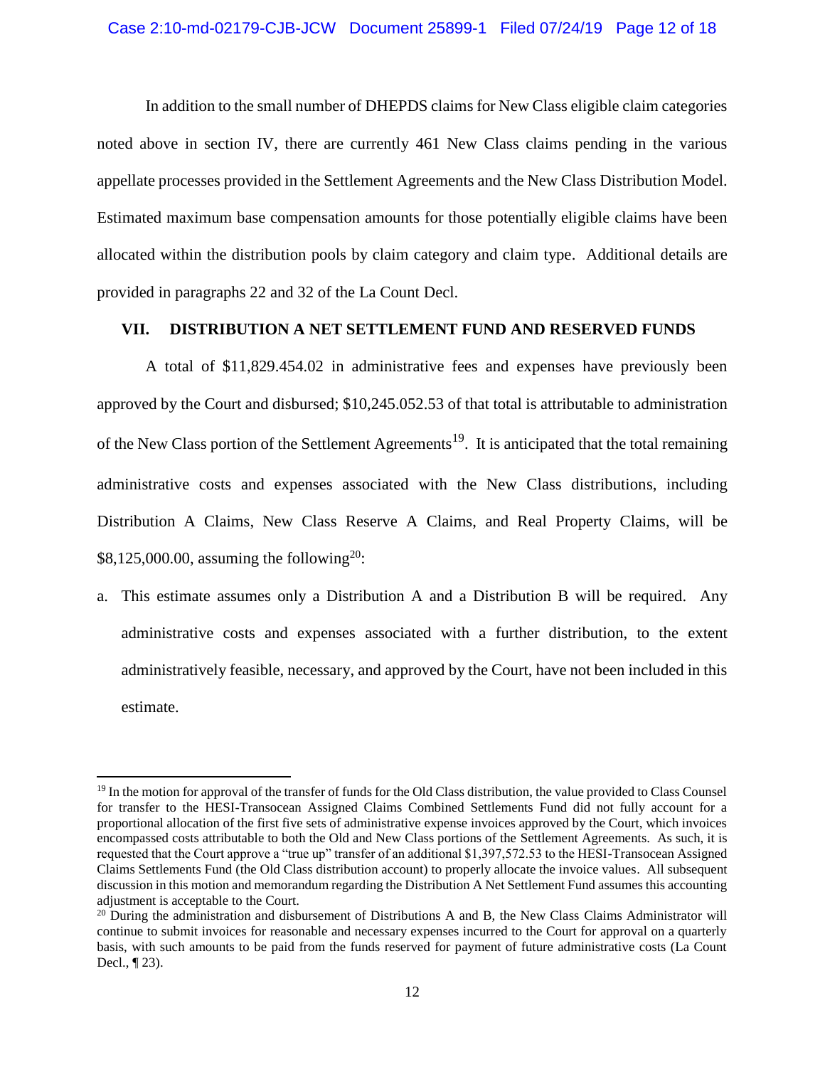In addition to the small number of DHEPDS claims for New Class eligible claim categories noted above in section IV, there are currently 461 New Class claims pending in the various appellate processes provided in the Settlement Agreements and the New Class Distribution Model. Estimated maximum base compensation amounts for those potentially eligible claims have been allocated within the distribution pools by claim category and claim type. Additional details are provided in paragraphs 22 and 32 of the La Count Decl.

## VII. DISTRIBUTION A NET SETTLEMENT FUND AND RESERVED FUNDS

A total of $11,829.454.02 in administrative fees and expenses have previously been approved by the Court and disbursed; $10,245.052.53 of that total is attributable to administration of the New Class portion of the Settlement Agreements[19]. It is anticipated that the total remaining administrative costs and expenses associated with the New Class distributions, including Distribution A Claims, New Class Reserve A Claims, and Real Property Claims, will be $8,125,000.00, assuming the following[20]:

a. This estimate assumes only a Distribution A and a Distribution B will be required. Any administrative costs and expenses associated with a further distribution, to the extent administratively feasible, necessary, and approved by the Court, have not been included in this estimate.

---

[19] In the motion for approval of the transfer of funds for the Old Class distribution, the value provided to Class Counsel for transfer to the HESI-Transocean Assigned Claims Combined Settlements Fund did not fully account for a proportional allocation of the first five sets of administrative expense invoices approved by the Court, which invoices encompassed costs attributable to both the Old and New Class portions of the Settlement Agreements. As such, it is requested that the Court approve a "true up" transfer of an additional $1,397,572.53 to the HESI-Transocean Assigned Claims Settlements Fund (the Old Class distribution account) to properly allocate the invoice values. All subsequent discussion in this motion and memorandum regarding the Distribution A Net Settlement Fund assumes this accounting adjustment is acceptable to the Court.

[20] During the administration and disbursement of Distributions A and B, the New Class Claims Administrator will continue to submit invoices for reasonable and necessary expenses incurred to the Court for approval on a quarterly basis, with such amounts to be paid from the funds reserved for payment of future administrative costs (La Count Decl., ¶ 23).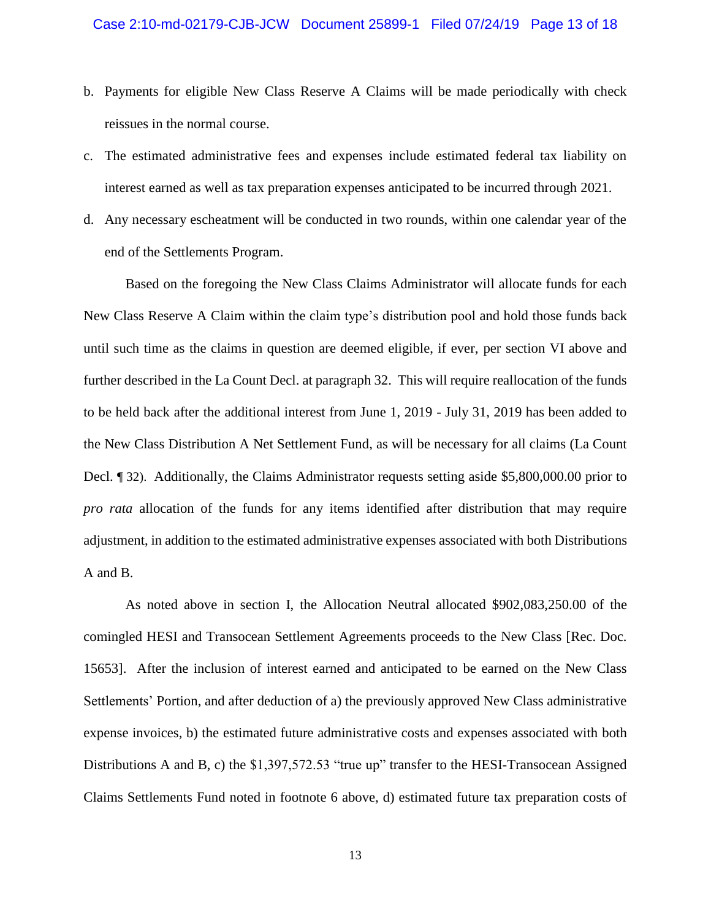b. Payments for eligible New Class Reserve A Claims will be made periodically with check reissues in the normal course.

c. The estimated administrative fees and expenses include estimated federal tax liability on interest earned as well as tax preparation expenses anticipated to be incurred through 2021.

d. Any necessary escheatment will be conducted in two rounds, within one calendar year of the end of the Settlements Program.

Based on the foregoing the New Class Claims Administrator will allocate funds for each New Class Reserve A Claim within the claim type's distribution pool and hold those funds back until such time as the claims in question are deemed eligible, if ever, per section VI above and further described in the La Count Decl. at paragraph 32. This will require reallocation of the funds to be held back after the additional interest from June 1, 2019 - July 31, 2019 has been added to the New Class Distribution A Net Settlement Fund, as will be necessary for all claims (La Count Decl. ¶ 32). Additionally, the Claims Administrator requests setting aside $5,800,000.00 prior to *pro rata* allocation of the funds for any items identified after distribution that may require adjustment, in addition to the estimated administrative expenses associated with both Distributions A and B.

As noted above in section I, the Allocation Neutral allocated $902,083,250.00 of the comingled HESI and Transocean Settlement Agreements proceeds to the New Class [Rec. Doc. 15653]. After the inclusion of interest earned and anticipated to be earned on the New Class Settlements' Portion, and after deduction of a) the previously approved New Class administrative expense invoices, b) the estimated future administrative costs and expenses associated with both Distributions A and B, c) the $1,397,572.53 "true up" transfer to the HESI-Transocean Assigned Claims Settlements Fund noted in footnote 6 above, d) estimated future tax preparation costs of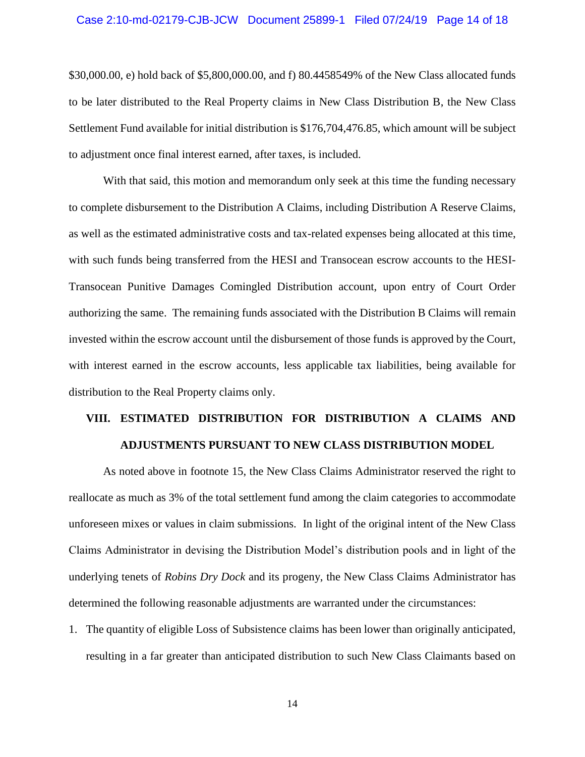$30,000.00, e) hold back of $5,800,000.00, and f) 80.4458549% of the New Class allocated funds to be later distributed to the Real Property claims in New Class Distribution B, the New Class Settlement Fund available for initial distribution is $176,704,476.85, which amount will be subject to adjustment once final interest earned, after taxes, is included.

With that said, this motion and memorandum only seek at this time the funding necessary to complete disbursement to the Distribution A Claims, including Distribution A Reserve Claims, as well as the estimated administrative costs and tax-related expenses being allocated at this time, with such funds being transferred from the HESI and Transocean escrow accounts to the HESI-Transocean Punitive Damages Comingled Distribution account, upon entry of Court Order authorizing the same. The remaining funds associated with the Distribution B Claims will remain invested within the escrow account until the disbursement of those funds is approved by the Court, with interest earned in the escrow accounts, less applicable tax liabilities, being available for distribution to the Real Property claims only.

## VIII. ESTIMATED DISTRIBUTION FOR DISTRIBUTION A CLAIMS AND ADJUSTMENTS PURSUANT TO NEW CLASS DISTRIBUTION MODEL

As noted above in footnote 15, the New Class Claims Administrator reserved the right to reallocate as much as 3% of the total settlement fund among the claim categories to accommodate unforeseen mixes or values in claim submissions. In light of the original intent of the New Class Claims Administrator in devising the Distribution Model's distribution pools and in light of the underlying tenets of *Robins Dry Dock* and its progeny, the New Class Claims Administrator has determined the following reasonable adjustments are warranted under the circumstances:

1. The quantity of eligible Loss of Subsistence claims has been lower than originally anticipated, resulting in a far greater than anticipated distribution to such New Class Claimants based on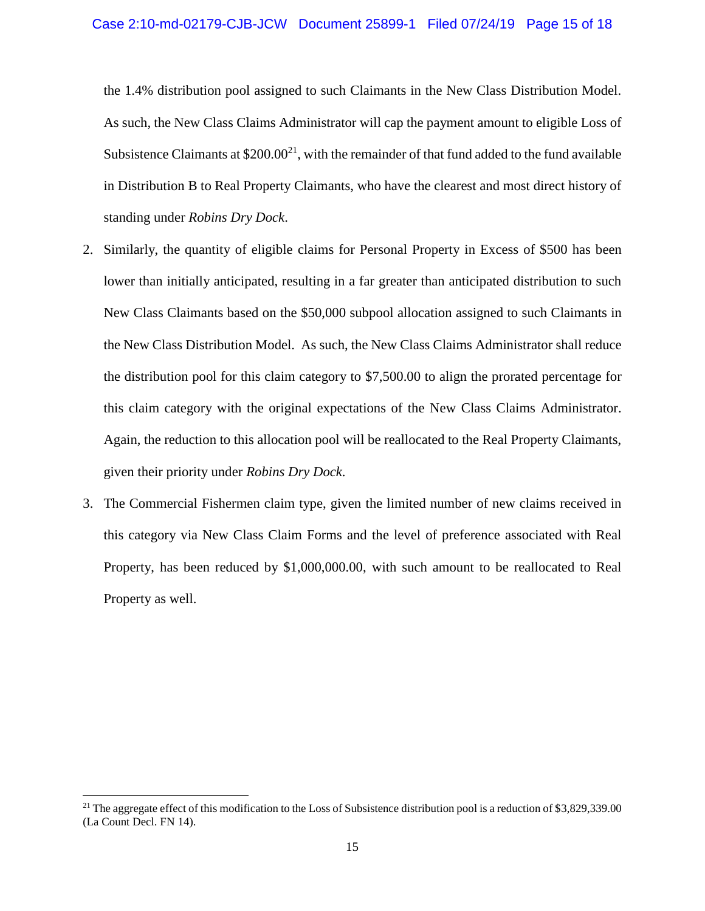the 1.4% distribution pool assigned to such Claimants in the New Class Distribution Model. As such, the New Class Claims Administrator will cap the payment amount to eligible Loss of Subsistence Claimants at $200.00[21], with the remainder of that fund added to the fund available in Distribution B to Real Property Claimants, who have the clearest and most direct history of standing under *Robins Dry Dock*.

2. Similarly, the quantity of eligible claims for Personal Property in Excess of $500 has been lower than initially anticipated, resulting in a far greater than anticipated distribution to such New Class Claimants based on the $50,000 subpool allocation assigned to such Claimants in the New Class Distribution Model. As such, the New Class Claims Administrator shall reduce the distribution pool for this claim category to $7,500.00 to align the prorated percentage for this claim category with the original expectations of the New Class Claims Administrator. Again, the reduction to this allocation pool will be reallocated to the Real Property Claimants, given their priority under *Robins Dry Dock*.

3. The Commercial Fishermen claim type, given the limited number of new claims received in this category via New Class Claim Forms and the level of preference associated with Real Property, has been reduced by $1,000,000.00, with such amount to be reallocated to Real Property as well.

---

[21] The aggregate effect of this modification to the Loss of Subsistence distribution pool is a reduction of $3,829,339.00 (La Count Decl. FN 14).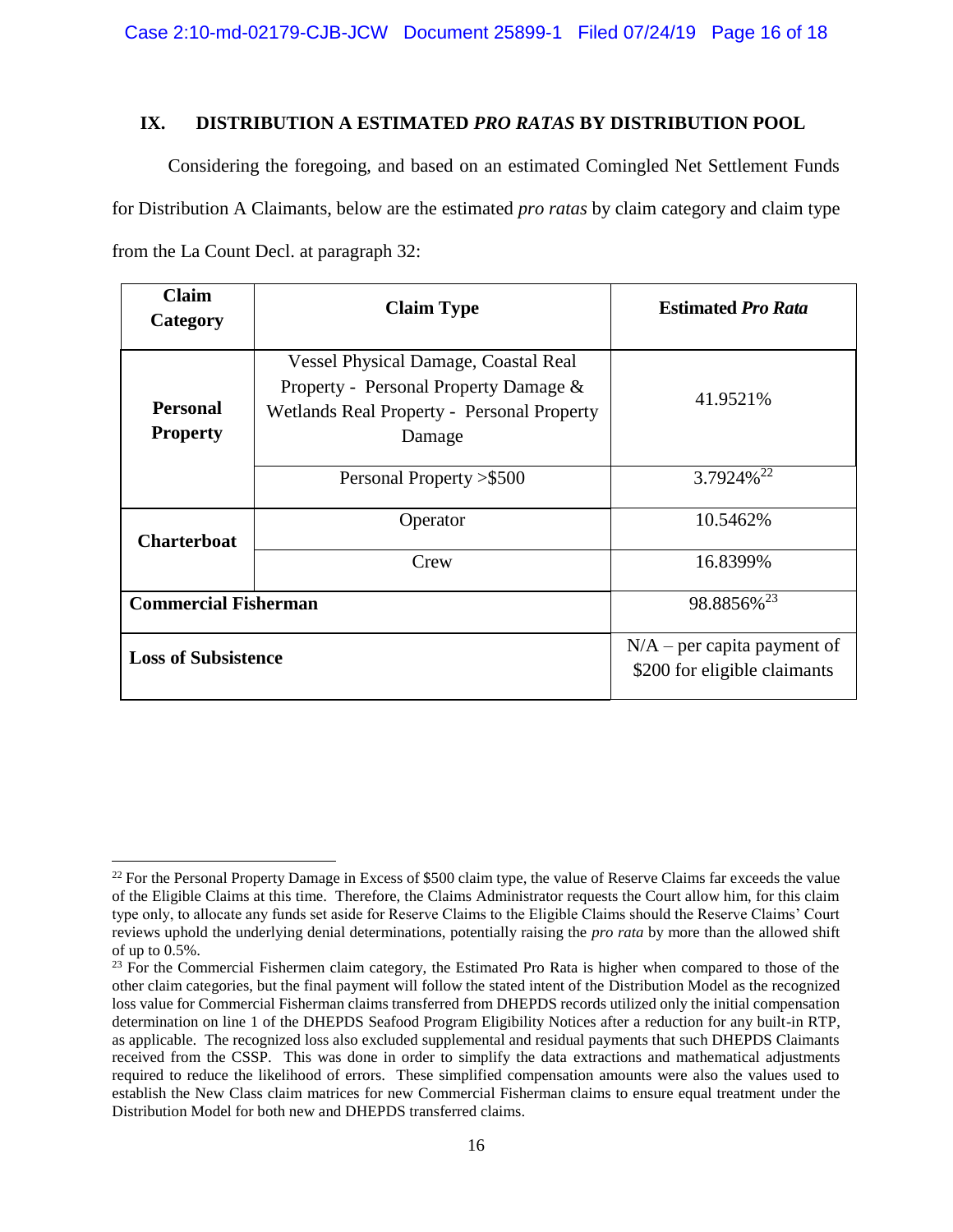## IX. DISTRIBUTION A ESTIMATED *PRO RATAS* BY DISTRIBUTION POOL

Considering the foregoing, and based on an estimated Comingled Net Settlement Funds for Distribution A Claimants, below are the estimated *pro ratas* by claim category and claim type from the La Count Decl. at paragraph 32:

| Claim Category | Claim Type | Estimated *Pro Rata* |
|---|---|---|
| **Personal Property** | Vessel Physical Damage, Coastal Real Property - Personal Property Damage & Wetlands Real Property - Personal Property Damage | 41.9521% |
| | Personal Property >$500 | 3.7924%[22] |
| **Charterboat** | Operator | 10.5462% |
| | Crew | 16.8399% |
| **Commercial Fisherman** | | 98.8856%[23] |
| **Loss of Subsistence** | | N/A – per capita payment of $200 for eligible claimants |

---

[22] For the Personal Property Damage in Excess of $500 claim type, the value of Reserve Claims far exceeds the value of the Eligible Claims at this time. Therefore, the Claims Administrator requests the Court allow him, for this claim type only, to allocate any funds set aside for Reserve Claims to the Eligible Claims should the Reserve Claims' Court reviews uphold the underlying denial determinations, potentially raising the *pro rata* by more than the allowed shift of up to 0.5%.

[23] For the Commercial Fishermen claim category, the Estimated Pro Rata is higher when compared to those of the other claim categories, but the final payment will follow the stated intent of the Distribution Model as the recognized loss value for Commercial Fisherman claims transferred from DHEPDS records utilized only the initial compensation determination on line 1 of the DHEPDS Seafood Program Eligibility Notices after a reduction for any built-in RTP, as applicable. The recognized loss also excluded supplemental and residual payments that such DHEPDS Claimants received from the CSSP. This was done in order to simplify the data extractions and mathematical adjustments required to reduce the likelihood of errors. These simplified compensation amounts were also the values used to establish the New Class claim matrices for new Commercial Fisherman claims to ensure equal treatment under the Distribution Model for both new and DHEPDS transferred claims.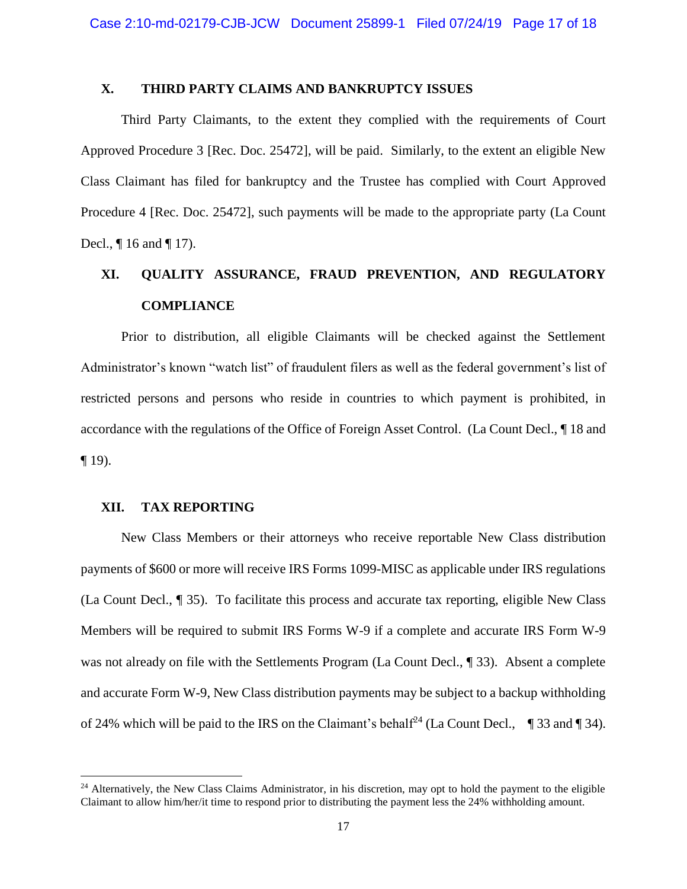## X. THIRD PARTY CLAIMS AND BANKRUPTCY ISSUES

Third Party Claimants, to the extent they complied with the requirements of Court Approved Procedure 3 [Rec. Doc. 25472], will be paid. Similarly, to the extent an eligible New Class Claimant has filed for bankruptcy and the Trustee has complied with Court Approved Procedure 4 [Rec. Doc. 25472], such payments will be made to the appropriate party (La Count Decl., ¶ 16 and ¶ 17).

## XI. QUALITY ASSURANCE, FRAUD PREVENTION, AND REGULATORY COMPLIANCE

Prior to distribution, all eligible Claimants will be checked against the Settlement Administrator's known "watch list" of fraudulent filers as well as the federal government's list of restricted persons and persons who reside in countries to which payment is prohibited, in accordance with the regulations of the Office of Foreign Asset Control. (La Count Decl., ¶ 18 and ¶ 19).

## XII. TAX REPORTING

New Class Members or their attorneys who receive reportable New Class distribution payments of $600 or more will receive IRS Forms 1099-MISC as applicable under IRS regulations (La Count Decl., ¶ 35). To facilitate this process and accurate tax reporting, eligible New Class Members will be required to submit IRS Forms W-9 if a complete and accurate IRS Form W-9 was not already on file with the Settlements Program (La Count Decl., ¶ 33). Absent a complete and accurate Form W-9, New Class distribution payments may be subject to a backup withholding of 24% which will be paid to the IRS on the Claimant's behalf[24] (La Count Decl., ¶ 33 and ¶ 34).

---

[24] Alternatively, the New Class Claims Administrator, in his discretion, may opt to hold the payment to the eligible Claimant to allow him/her/it time to respond prior to distributing the payment less the 24% withholding amount.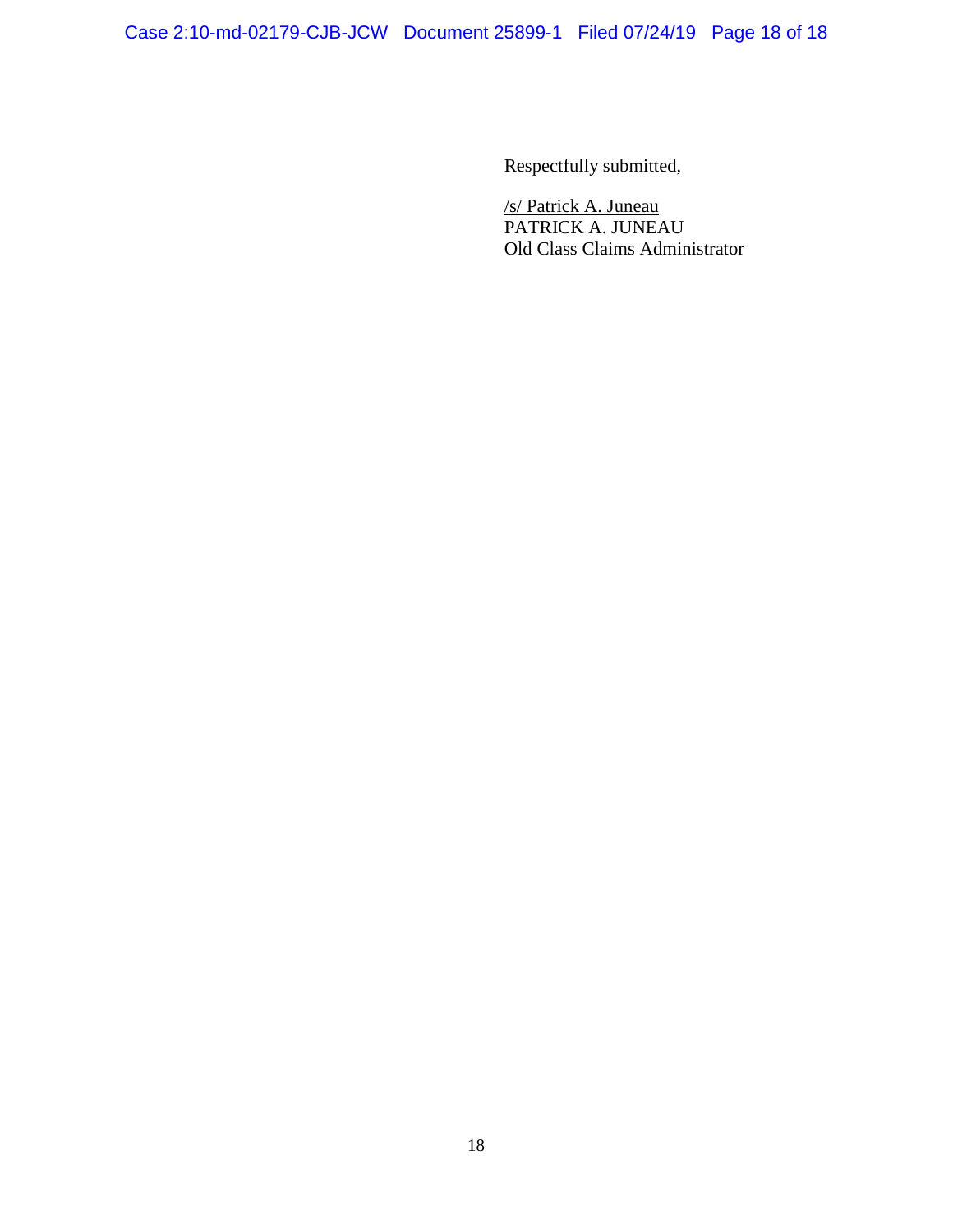Respectfully submitted,

/s/ Patrick A. Juneau
PATRICK A. JUNEAU
Old Class Claims Administrator